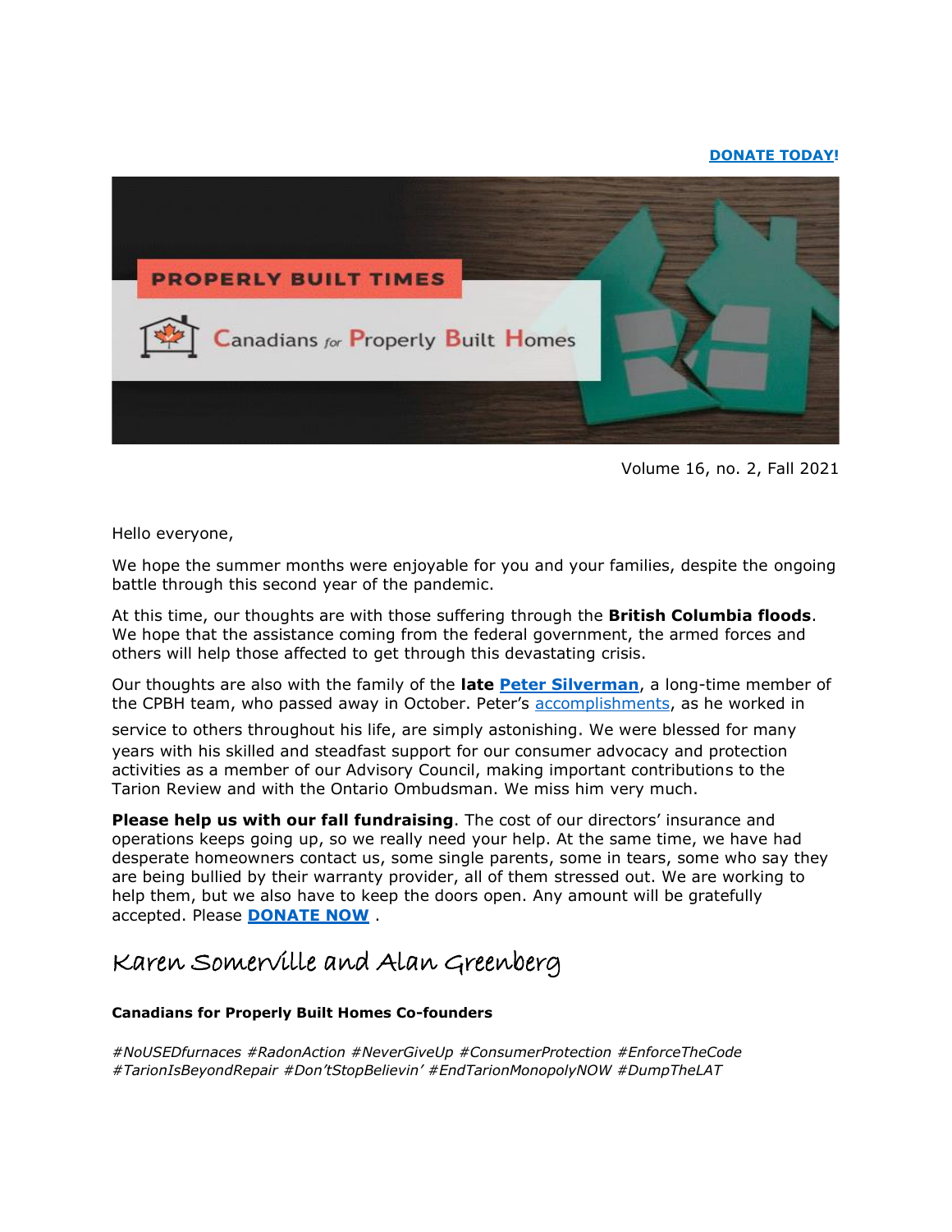**DONATE TODAY!**

PROPERLY BUILT TIMES

Canadians for Properly Built Homes

Volume 16, no. 2, Fall 2021

Hello everyone,

We hope the summer months were enjoyable for you and your families, despite the ongoing battle through this second year of the pandemic.

At this time, our thoughts are with those suffering through the **British Columbia floods**. We hope that the assistance coming from the federal government, the armed forces and others will help those affected to get through this devastating crisis.

Our thoughts are also with the family of the **late Peter Silverman**, a long-time member of the CPBH team, who passed away in October. Peter's accomplishments, as he worked in service to others throughout his life, are simply astonishing. We were blessed for many years with his skilled and steadfast support for our consumer advocacy and protection activities as a member of our Advisory Council, making important contributions to the Tarion Review and with the Ontario Ombudsman. We miss him very much.

**Please help us with our fall fundraising**. The cost of our directors' insurance and operations keeps going up, so we really need your help. At the same time, we have had desperate homeowners contact us, some single parents, some in tears, some who say they are being bullied by their warranty provider, all of them stressed out. We are working to help them, but we also have to keep the doors open. Any amount will be gratefully accepted. Please **DONATE NOW** .

Karen Somerville and Alan Greenberg

**Canadians for Properly Built Homes Co-founders**

*#NoUSEDfurnaces #RadonAction #NeverGiveUp #ConsumerProtection #EnforceTheCode #TarionIsBeyondRepair #Don'tStopBelievin' #EndTarionMonopolyNOW #DumpTheLAT*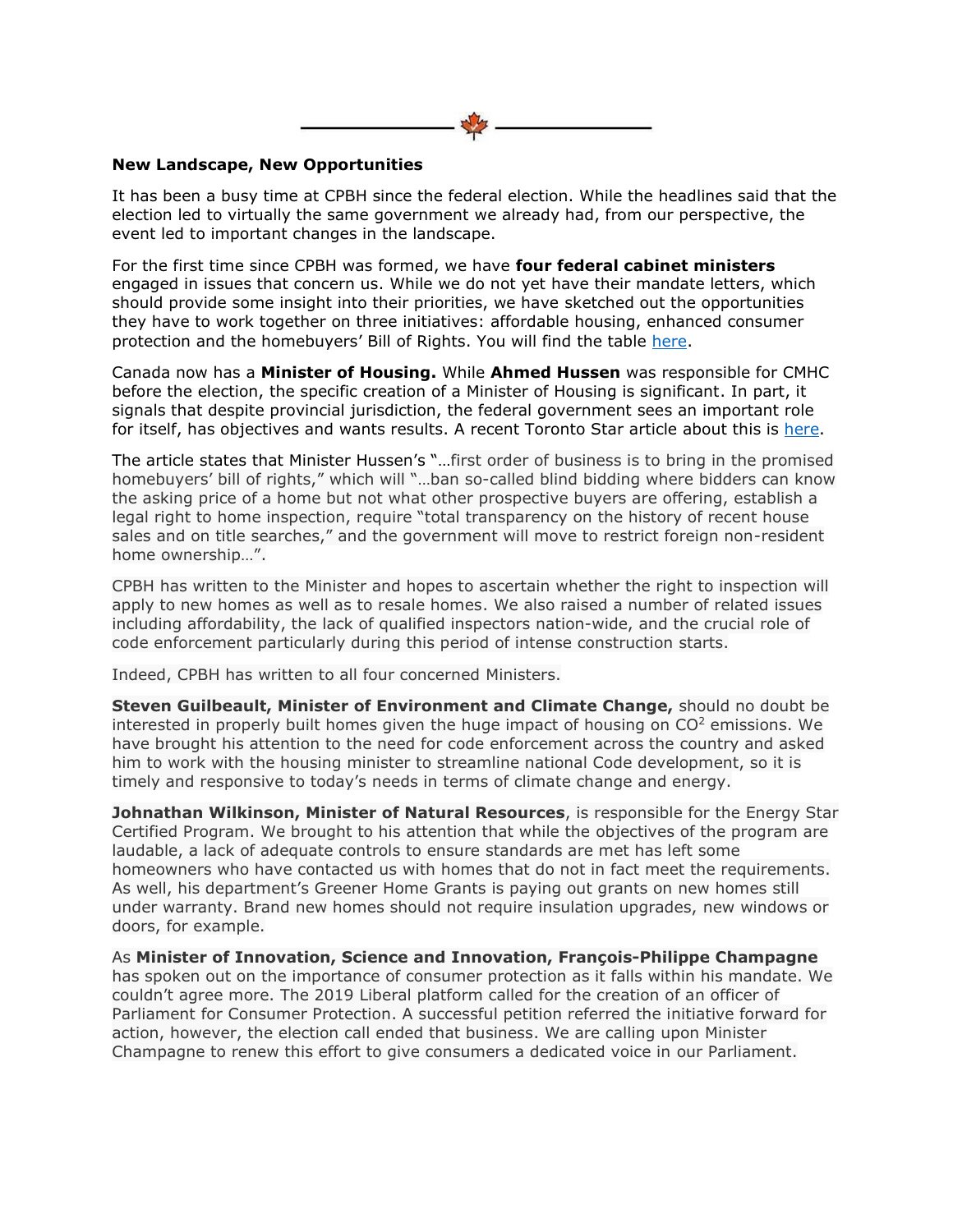**New Landscape, New Opportunities**

It has been a busy time at CPBH since the federal election. While the headlines said that the election led to virtually the same government we already had, from our perspective, the event led to important changes in the landscape.

For the first time since CPBH was formed, we have **four federal cabinet ministers** engaged in issues that concern us. While we do not yet have their mandate letters, which should provide some insight into their priorities, we have sketched out the opportunities they have to work together on three initiatives: affordable housing, enhanced consumer protection and the homebuyers' Bill of Rights. You will find the table here.

Canada now has a **Minister of Housing.** While **Ahmed Hussen** was responsible for CMHC before the election, the specific creation of a Minister of Housing is significant. In part, it signals that despite provincial jurisdiction, the federal government sees an important role for itself, has objectives and wants results. A recent Toronto Star article about this is here.

The article states that Minister Hussen's "…first order of business is to bring in the promised homebuyers' bill of rights," which will "…ban so-called blind bidding where bidders can know the asking price of a home but not what other prospective buyers are offering, establish a legal right to home inspection, require "total transparency on the history of recent house sales and on title searches," and the government will move to restrict foreign non-resident home ownership…".

CPBH has written to the Minister and hopes to ascertain whether the right to inspection will apply to new homes as well as to resale homes. We also raised a number of related issues including affordability, the lack of qualified inspectors nation-wide, and the crucial role of code enforcement particularly during this period of intense construction starts.

Indeed, CPBH has written to all four concerned Ministers.

**Steven Guilbeault, Minister of Environment and Climate Change,** should no doubt be interested in properly built homes given the huge impact of housing on $CO^2$ emissions. We have brought his attention to the need for code enforcement across the country and asked him to work with the housing minister to streamline national Code development, so it is timely and responsive to today's needs in terms of climate change and energy.

**Johnathan Wilkinson, Minister of Natural Resources**, is responsible for the Energy Star Certified Program. We brought to his attention that while the objectives of the program are laudable, a lack of adequate controls to ensure standards are met has left some homeowners who have contacted us with homes that do not in fact meet the requirements. As well, his department's Greener Home Grants is paying out grants on new homes still under warranty. Brand new homes should not require insulation upgrades, new windows or doors, for example.

As **Minister of Innovation, Science and Innovation, François-Philippe Champagne** has spoken out on the importance of consumer protection as it falls within his mandate. We couldn't agree more. The 2019 Liberal platform called for the creation of an officer of Parliament for Consumer Protection. A successful petition referred the initiative forward for action, however, the election call ended that business. We are calling upon Minister Champagne to renew this effort to give consumers a dedicated voice in our Parliament.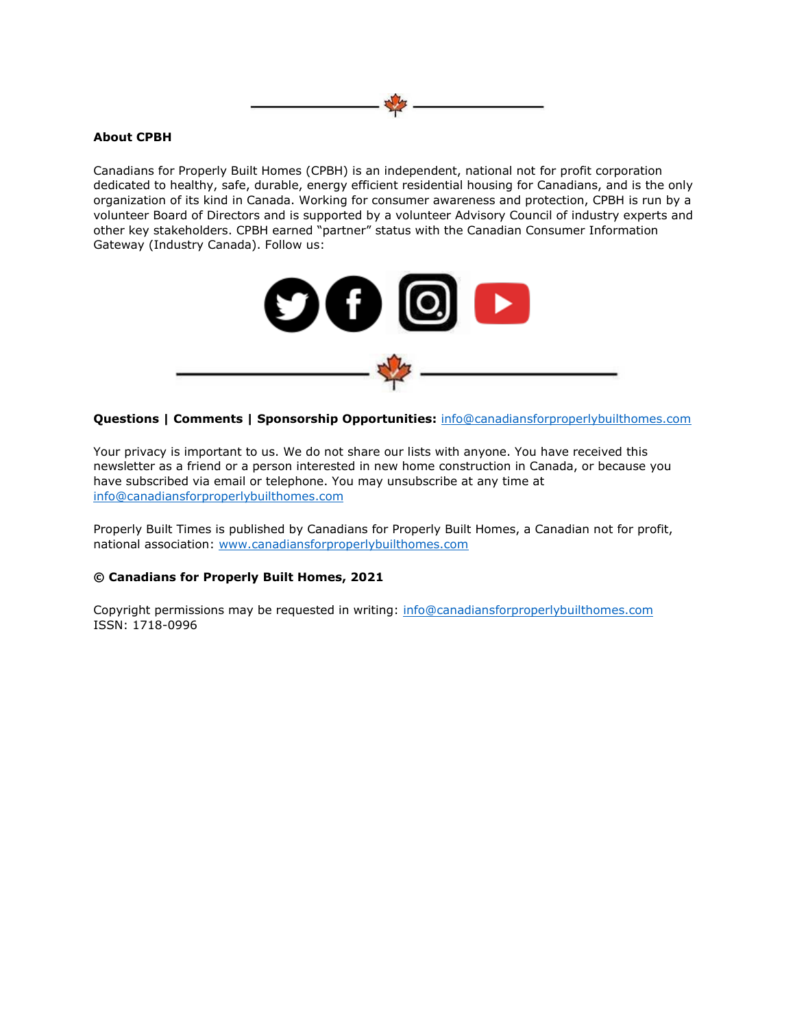**About CPBH**

Canadians for Properly Built Homes (CPBH) is an independent, national not for profit corporation dedicated to healthy, safe, durable, energy efficient residential housing for Canadians, and is the only organization of its kind in Canada. Working for consumer awareness and protection, CPBH is run by a volunteer Board of Directors and is supported by a volunteer Advisory Council of industry experts and other key stakeholders. CPBH earned "partner" status with the Canadian Consumer Information Gateway (Industry Canada). Follow us:

**Questions | Comments | Sponsorship Opportunities:** info@canadiansforproperlybuilthomes.com

Your privacy is important to us. We do not share our lists with anyone. You have received this newsletter as a friend or a person interested in new home construction in Canada, or because you have subscribed via email or telephone. You may unsubscribe at any time at info@canadiansforproperlybuilthomes.com

Properly Built Times is published by Canadians for Properly Built Homes, a Canadian not for profit, national association: www.canadiansforproperlybuilthomes.com

**© Canadians for Properly Built Homes, 2021**

Copyright permissions may be requested in writing: info@canadiansforproperlybuilthomes.com
ISSN: 1718-0996